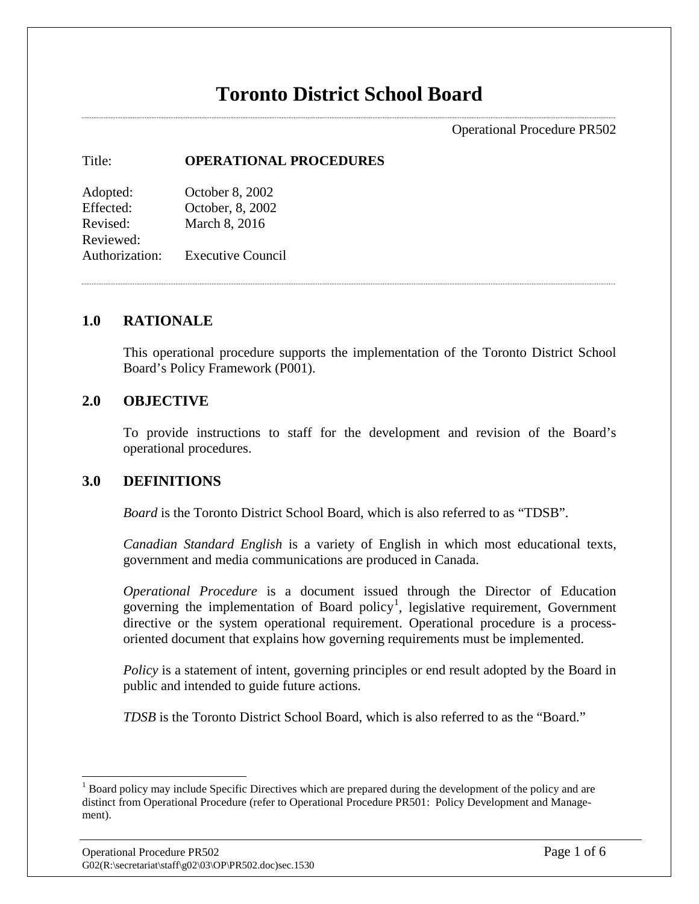# Toronto District School Board

Operational Procedure PR502

Title: **OPERATIONAL PROCEDURES**

Adopted: October 8, 2002
Effected: October, 8, 2002
Revised: March 8, 2016
Reviewed:
Authorization: Executive Council

## 1.0 RATIONALE

This operational procedure supports the implementation of the Toronto District School Board's Policy Framework (P001).

## 2.0 OBJECTIVE

To provide instructions to staff for the development and revision of the Board's operational procedures.

## 3.0 DEFINITIONS

*Board* is the Toronto District School Board, which is also referred to as "TDSB".

*Canadian Standard English* is a variety of English in which most educational texts, government and media communications are produced in Canada.

*Operational Procedure* is a document issued through the Director of Education governing the implementation of Board policy[1], legislative requirement, Government directive or the system operational requirement. Operational procedure is a process-oriented document that explains how governing requirements must be implemented.

*Policy* is a statement of intent, governing principles or end result adopted by the Board in public and intended to guide future actions.

*TDSB* is the Toronto District School Board, which is also referred to as the "Board."

---

[1] Board policy may include Specific Directives which are prepared during the development of the policy and are distinct from Operational Procedure (refer to Operational Procedure PR501: Policy Development and Management).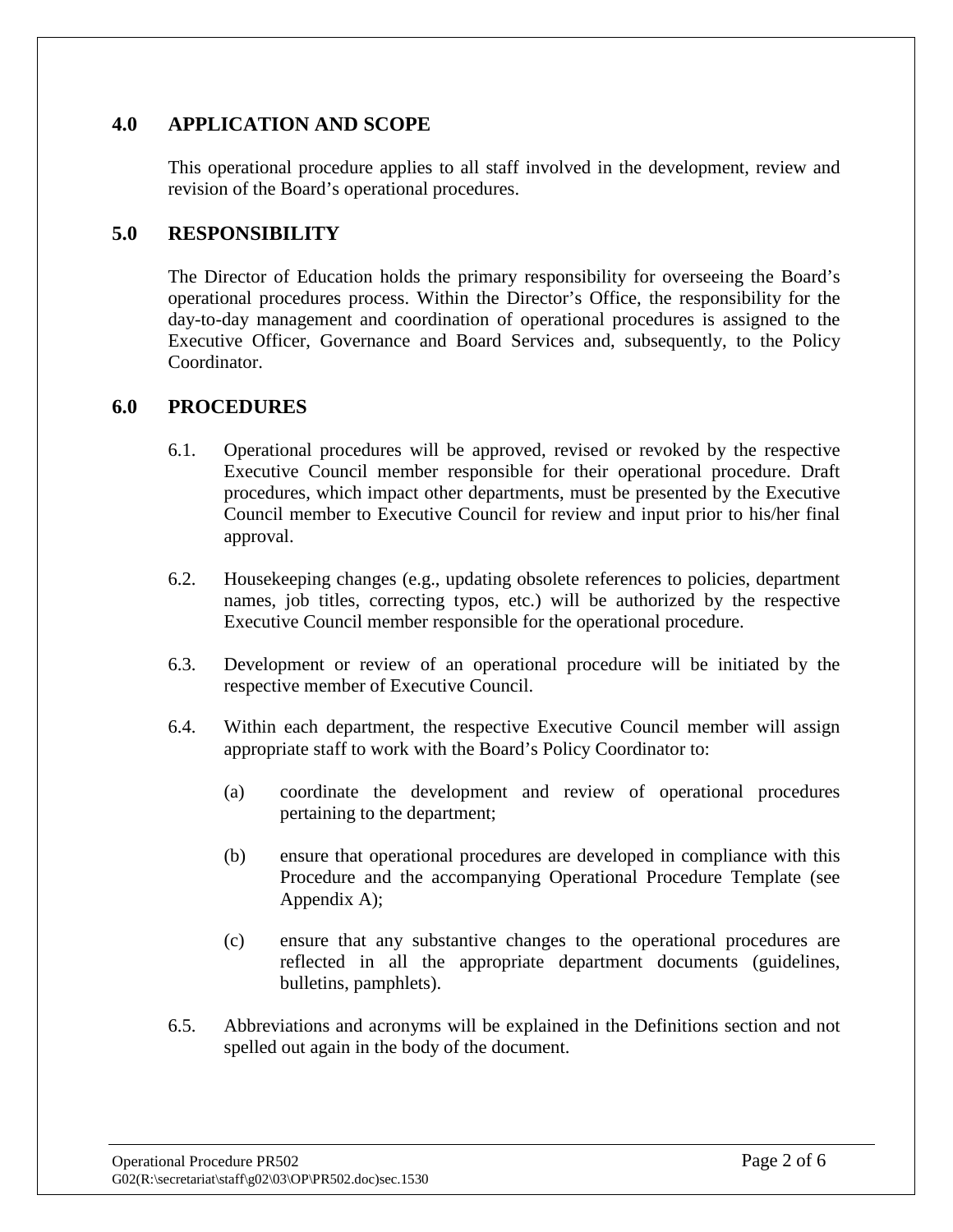## 4.0 APPLICATION AND SCOPE

This operational procedure applies to all staff involved in the development, review and revision of the Board's operational procedures.

## 5.0 RESPONSIBILITY

The Director of Education holds the primary responsibility for overseeing the Board's operational procedures process. Within the Director's Office, the responsibility for the day-to-day management and coordination of operational procedures is assigned to the Executive Officer, Governance and Board Services and, subsequently, to the Policy Coordinator.

## 6.0 PROCEDURES

6.1. Operational procedures will be approved, revised or revoked by the respective Executive Council member responsible for their operational procedure. Draft procedures, which impact other departments, must be presented by the Executive Council member to Executive Council for review and input prior to his/her final approval.

6.2. Housekeeping changes (e.g., updating obsolete references to policies, department names, job titles, correcting typos, etc.) will be authorized by the respective Executive Council member responsible for the operational procedure.

6.3. Development or review of an operational procedure will be initiated by the respective member of Executive Council.

6.4. Within each department, the respective Executive Council member will assign appropriate staff to work with the Board's Policy Coordinator to:

(a) coordinate the development and review of operational procedures pertaining to the department;

(b) ensure that operational procedures are developed in compliance with this Procedure and the accompanying Operational Procedure Template (see Appendix A);

(c) ensure that any substantive changes to the operational procedures are reflected in all the appropriate department documents (guidelines, bulletins, pamphlets).

6.5. Abbreviations and acronyms will be explained in the Definitions section and not spelled out again in the body of the document.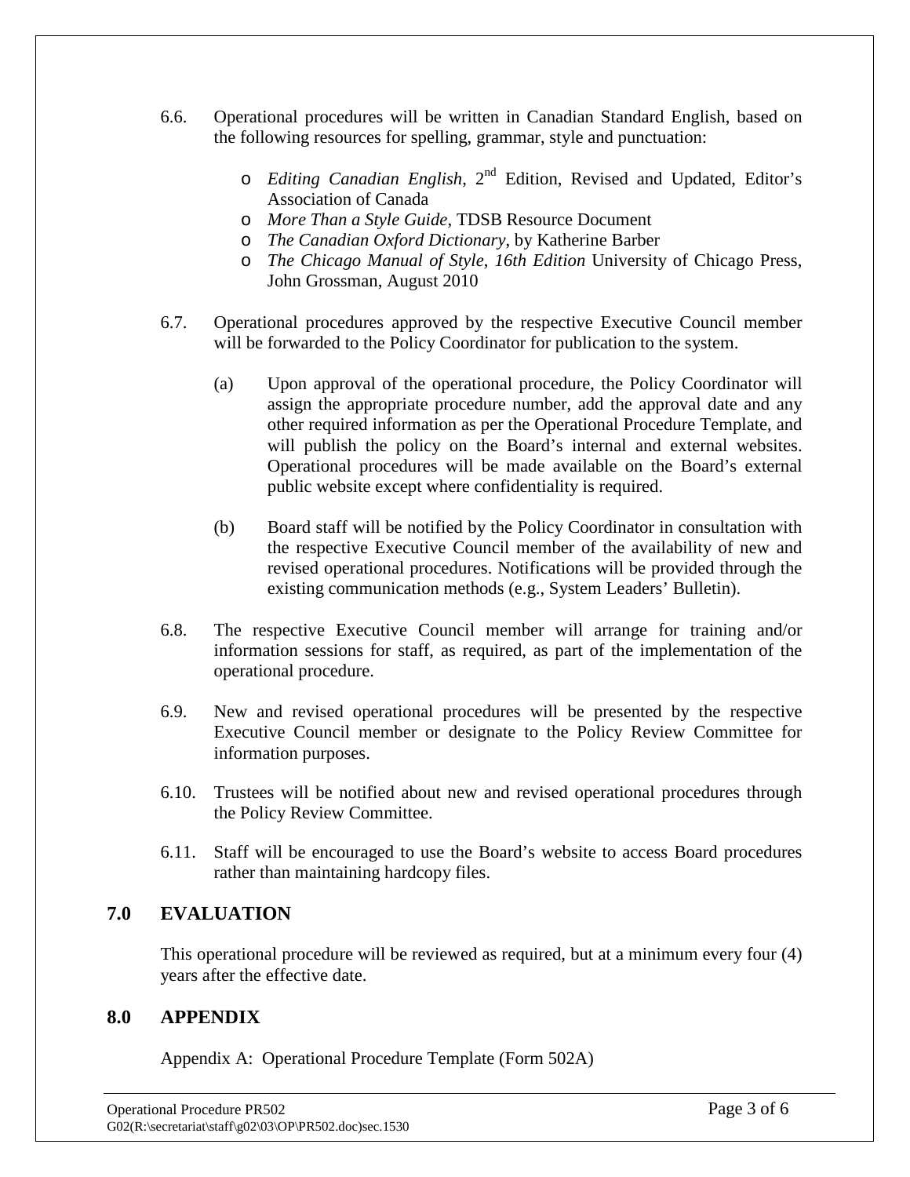6.6. Operational procedures will be written in Canadian Standard English, based on the following resources for spelling, grammar, style and punctuation:

- *Editing Canadian English*, 2nd Edition, Revised and Updated, Editor's Association of Canada
- *More Than a Style Guide*, TDSB Resource Document
- *The Canadian Oxford Dictionary*, by Katherine Barber
- *The Chicago Manual of Style*, *16th Edition* University of Chicago Press, John Grossman, August 2010

6.7. Operational procedures approved by the respective Executive Council member will be forwarded to the Policy Coordinator for publication to the system.

(a) Upon approval of the operational procedure, the Policy Coordinator will assign the appropriate procedure number, add the approval date and any other required information as per the Operational Procedure Template, and will publish the policy on the Board's internal and external websites. Operational procedures will be made available on the Board's external public website except where confidentiality is required.

(b) Board staff will be notified by the Policy Coordinator in consultation with the respective Executive Council member of the availability of new and revised operational procedures. Notifications will be provided through the existing communication methods (e.g., System Leaders' Bulletin).

6.8. The respective Executive Council member will arrange for training and/or information sessions for staff, as required, as part of the implementation of the operational procedure.

6.9. New and revised operational procedures will be presented by the respective Executive Council member or designate to the Policy Review Committee for information purposes.

6.10. Trustees will be notified about new and revised operational procedures through the Policy Review Committee.

6.11. Staff will be encouraged to use the Board's website to access Board procedures rather than maintaining hardcopy files.

## 7.0 EVALUATION

This operational procedure will be reviewed as required, but at a minimum every four (4) years after the effective date.

## 8.0 APPENDIX

Appendix A: Operational Procedure Template (Form 502A)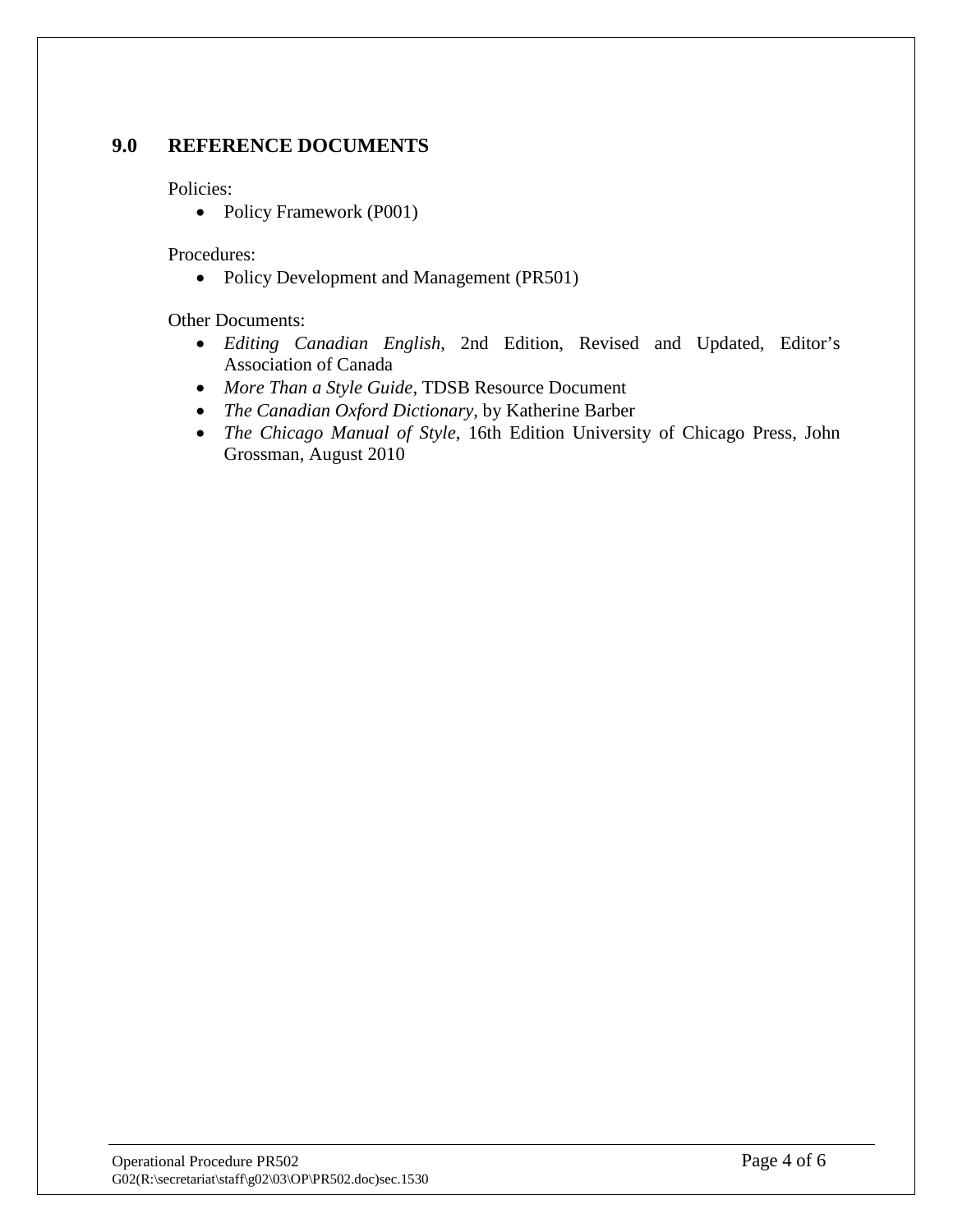## 9.0 REFERENCE DOCUMENTS

Policies:

- Policy Framework (P001)

Procedures:

- Policy Development and Management (PR501)

Other Documents:

- *Editing Canadian English*, 2nd Edition, Revised and Updated, Editor's Association of Canada
- *More Than a Style Guide*, TDSB Resource Document
- *The Canadian Oxford Dictionary*, by Katherine Barber
- *The Chicago Manual of Style*, 16th Edition University of Chicago Press, John Grossman, August 2010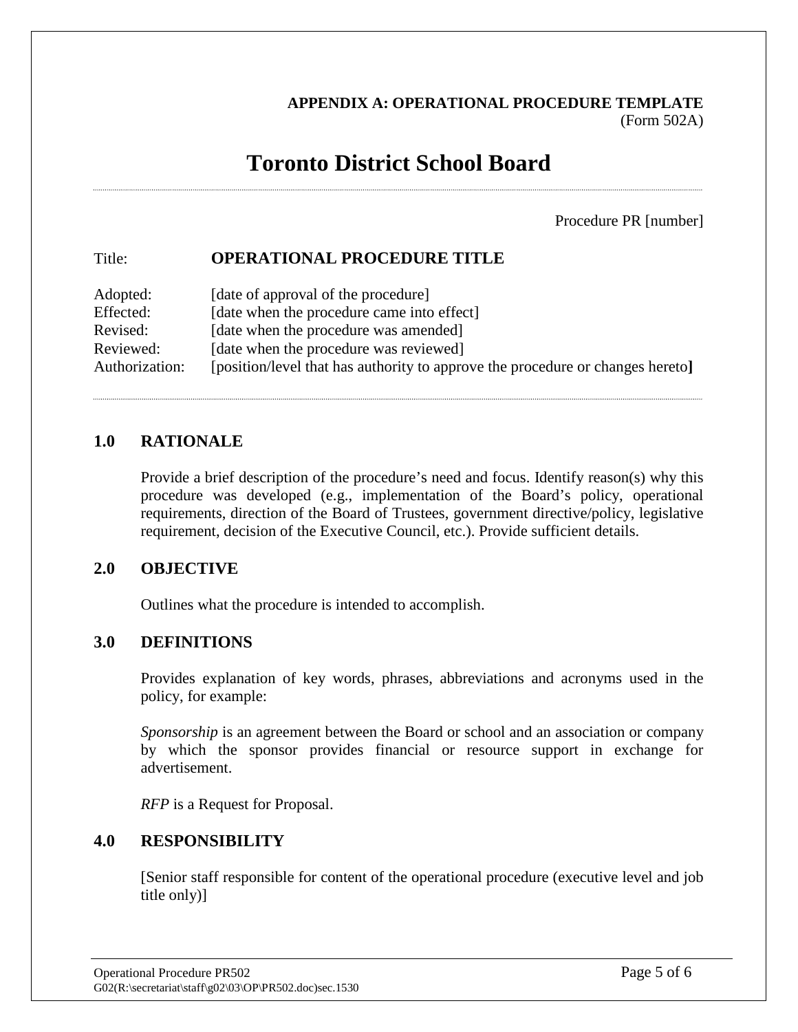**APPENDIX A: OPERATIONAL PROCEDURE TEMPLATE**
(Form 502A)

# Toronto District School Board

Procedure PR [number]

Title: **OPERATIONAL PROCEDURE TITLE**

Adopted: [date of approval of the procedure]
Effected: [date when the procedure came into effect]
Revised: [date when the procedure was amended]
Reviewed: [date when the procedure was reviewed]
Authorization: [position/level that has authority to approve the procedure or changes hereto]

## 1.0 RATIONALE

Provide a brief description of the procedure's need and focus. Identify reason(s) why this procedure was developed (e.g., implementation of the Board's policy, operational requirements, direction of the Board of Trustees, government directive/policy, legislative requirement, decision of the Executive Council, etc.). Provide sufficient details.

## 2.0 OBJECTIVE

Outlines what the procedure is intended to accomplish.

## 3.0 DEFINITIONS

Provides explanation of key words, phrases, abbreviations and acronyms used in the policy, for example:

*Sponsorship* is an agreement between the Board or school and an association or company by which the sponsor provides financial or resource support in exchange for advertisement.

*RFP* is a Request for Proposal.

## 4.0 RESPONSIBILITY

[Senior staff responsible for content of the operational procedure (executive level and job title only)]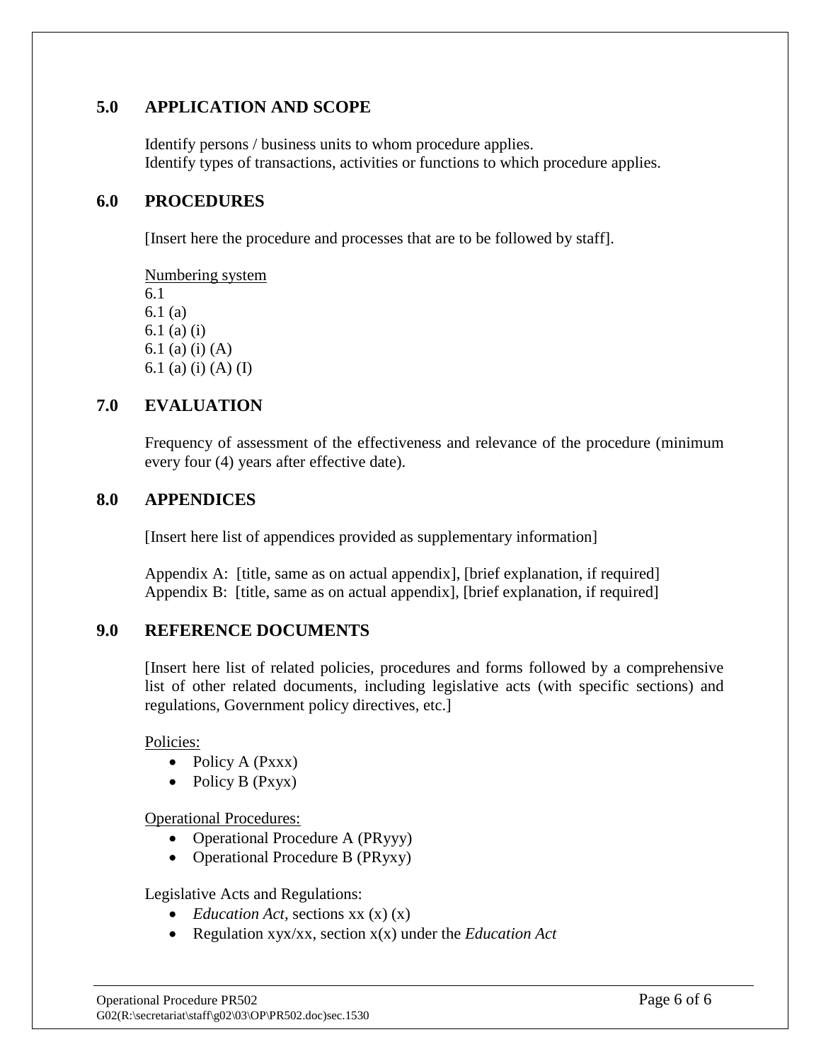## 5.0 APPLICATION AND SCOPE

Identify persons / business units to whom procedure applies.
Identify types of transactions, activities or functions to which procedure applies.

## 6.0 PROCEDURES

[Insert here the procedure and processes that are to be followed by staff].

<u>Numbering system</u>
6.1
6.1 (a)
6.1 (a) (i)
6.1 (a) (i) (A)
6.1 (a) (i) (A) (I)

## 7.0 EVALUATION

Frequency of assessment of the effectiveness and relevance of the procedure (minimum every four (4) years after effective date).

## 8.0 APPENDICES

[Insert here list of appendices provided as supplementary information]

Appendix A: [title, same as on actual appendix], [brief explanation, if required]
Appendix B: [title, same as on actual appendix], [brief explanation, if required]

## 9.0 REFERENCE DOCUMENTS

[Insert here list of related policies, procedures and forms followed by a comprehensive list of other related documents, including legislative acts (with specific sections) and regulations, Government policy directives, etc.]

<u>Policies:</u>

- Policy A (Pxxx)
- Policy B (Pxyx)

<u>Operational Procedures:</u>

- Operational Procedure A (PRyyy)
- Operational Procedure B (PRyxy)

Legislative Acts and Regulations:

- *Education Act*, sections xx (x) (x)
- Regulation xyx/xx, section x(x) under the *Education Act*

Operational Procedure PR502
G02(R:\secretariat\staff\g02\03\OP\PR502.doc)sec.1530